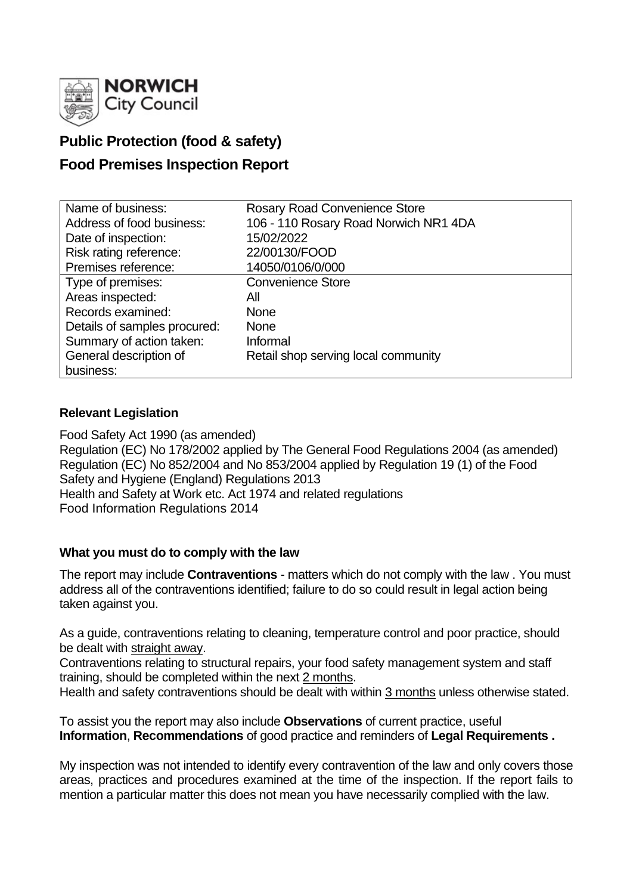**NORWICH**
City Council

# Public Protection (food & safety)

# Food Premises Inspection Report

| | |
|---|---|
| Name of business: | Rosary Road Convenience Store |
| Address of food business: | 106 - 110 Rosary Road Norwich NR1 4DA |
| Date of inspection: | 15/02/2022 |
| Risk rating reference: | 22/00130/FOOD |
| Premises reference: | 14050/0106/0/000 |
| Type of premises: | Convenience Store |
| Areas inspected: | All |
| Records examined: | None |
| Details of samples procured: | None |
| Summary of action taken: | Informal |
| General description of business: | Retail shop serving local community |

### Relevant Legislation

Food Safety Act 1990 (as amended)
Regulation (EC) No 178/2002 applied by The General Food Regulations 2004 (as amended)
Regulation (EC) No 852/2004 and No 853/2004 applied by Regulation 19 (1) of the Food Safety and Hygiene (England) Regulations 2013
Health and Safety at Work etc. Act 1974 and related regulations
Food Information Regulations 2014

### What you must do to comply with the law

The report may include **Contraventions** - matters which do not comply with the law . You must address all of the contraventions identified; failure to do so could result in legal action being taken against you.

As a guide, contraventions relating to cleaning, temperature control and poor practice, should be dealt with straight away.
Contraventions relating to structural repairs, your food safety management system and staff training, should be completed within the next 2 months.
Health and safety contraventions should be dealt with within 3 months unless otherwise stated.

To assist you the report may also include **Observations** of current practice, useful **Information**, **Recommendations** of good practice and reminders of **Legal Requirements .**

My inspection was not intended to identify every contravention of the law and only covers those areas, practices and procedures examined at the time of the inspection. If the report fails to mention a particular matter this does not mean you have necessarily complied with the law.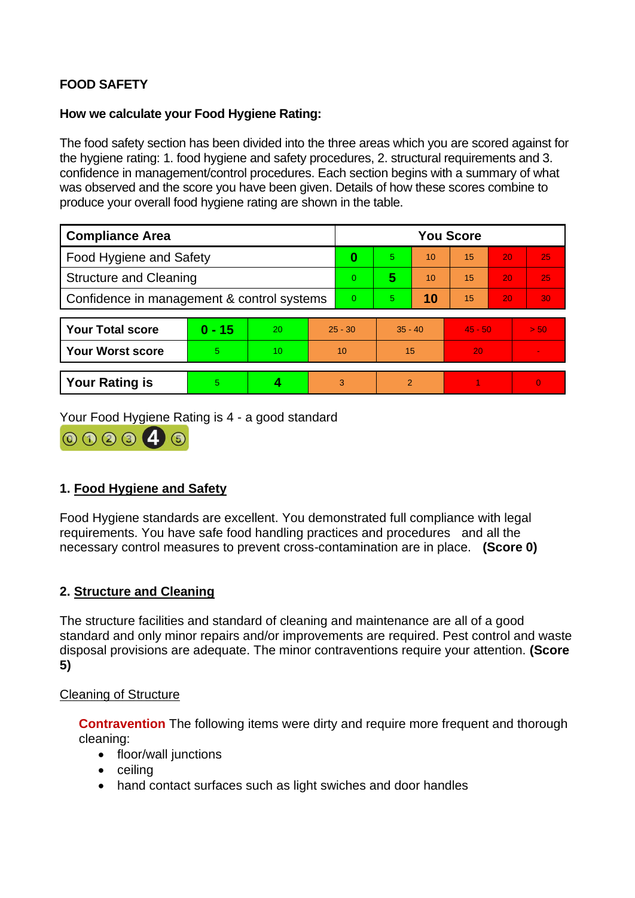**FOOD SAFETY**

**How we calculate your Food Hygiene Rating:**

The food safety section has been divided into the three areas which you are scored against for the hygiene rating: 1. food hygiene and safety procedures, 2. structural requirements and 3. confidence in management/control procedures. Each section begins with a summary of what was observed and the score you have been given. Details of how these scores combine to produce your overall food hygiene rating are shown in the table.

| Compliance Area | You Score | | | | | |
|---|---|---|---|---|---|---|
| Food Hygiene and Safety | **0** | 5 | 10 | 15 | 20 | 25 |
| Structure and Cleaning | 0 | **5** | 10 | 15 | 20 | 25 |
| Confidence in management & control systems | 0 | 5 | **10** | 15 | 20 | 30 |

| | | | | | | |
|---|---|---|---|---|---|---|
| **Your Total score** | **0 - 15** | 20 | 25 - 30 | 35 - 40 | 45 - 50 | > 50 |
| **Your Worst score** | 5 | 10 | 10 | 15 | 20 | - |
| **Your Rating is** | 5 | **4** | 3 | 2 | 1 | 0 |

Your Food Hygiene Rating is 4 - a good standard

## 1. Food Hygiene and Safety

Food Hygiene standards are excellent. You demonstrated full compliance with legal requirements. You have safe food handling practices and procedures and all the necessary control measures to prevent cross-contamination are in place. **(Score 0)**

## 2. Structure and Cleaning

The structure facilities and standard of cleaning and maintenance are all of a good standard and only minor repairs and/or improvements are required. Pest control and waste disposal provisions are adequate. The minor contraventions require your attention. **(Score 5)**

Cleaning of Structure

**Contravention** The following items were dirty and require more frequent and thorough cleaning:

- floor/wall junctions
- ceiling
- hand contact surfaces such as light swiches and door handles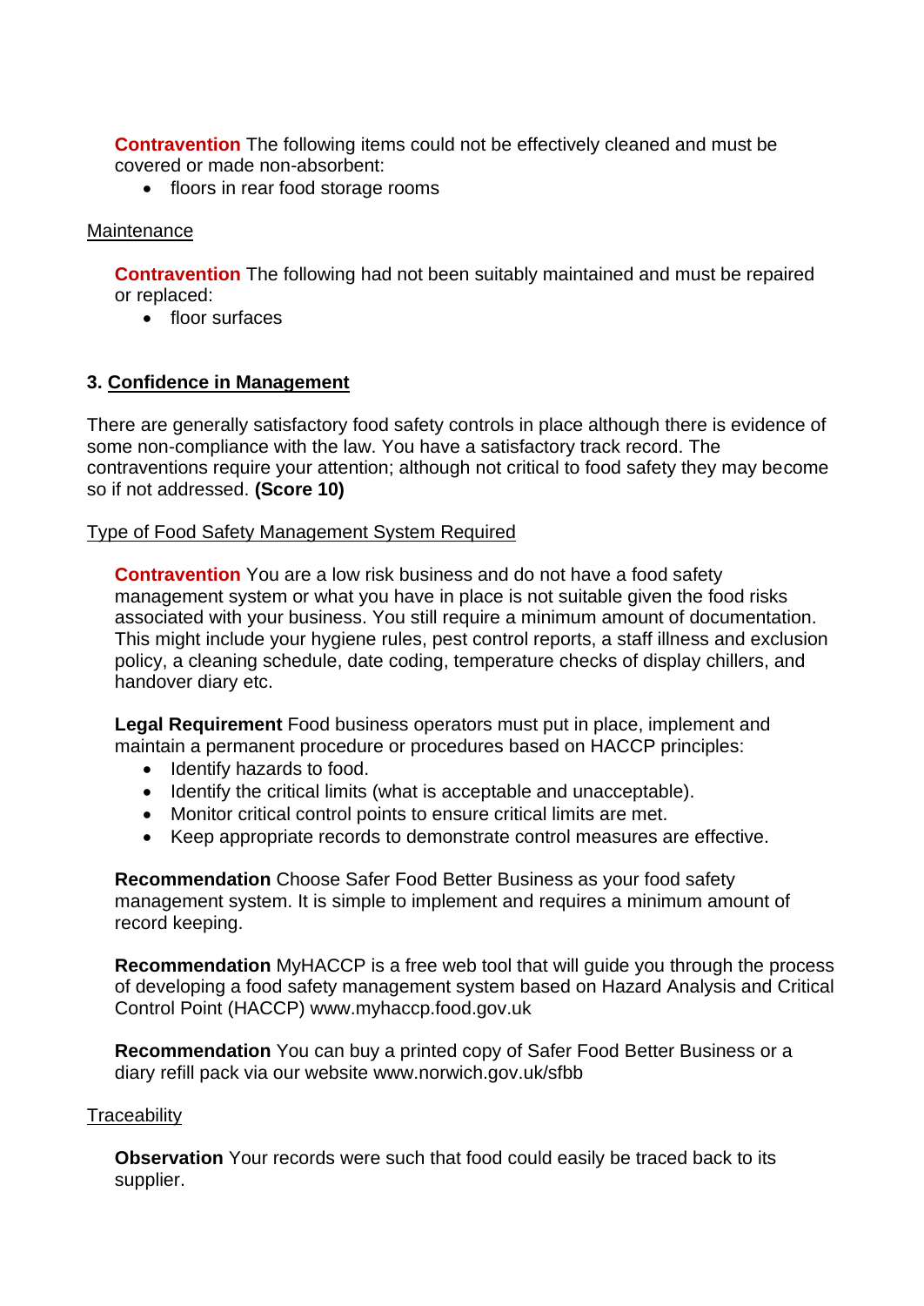**Contravention** The following items could not be effectively cleaned and must be covered or made non-absorbent:

- floors in rear food storage rooms

Maintenance

**Contravention** The following had not been suitably maintained and must be repaired or replaced:

- floor surfaces

### 3. Confidence in Management

There are generally satisfactory food safety controls in place although there is evidence of some non-compliance with the law. You have a satisfactory track record. The contraventions require your attention; although not critical to food safety they may become so if not addressed. **(Score 10)**

Type of Food Safety Management System Required

**Contravention** You are a low risk business and do not have a food safety management system or what you have in place is not suitable given the food risks associated with your business. You still require a minimum amount of documentation. This might include your hygiene rules, pest control reports, a staff illness and exclusion policy, a cleaning schedule, date coding, temperature checks of display chillers, and handover diary etc.

**Legal Requirement** Food business operators must put in place, implement and maintain a permanent procedure or procedures based on HACCP principles:

- Identify hazards to food.
- Identify the critical limits (what is acceptable and unacceptable).
- Monitor critical control points to ensure critical limits are met.
- Keep appropriate records to demonstrate control measures are effective.

**Recommendation** Choose Safer Food Better Business as your food safety management system. It is simple to implement and requires a minimum amount of record keeping.

**Recommendation** MyHACCP is a free web tool that will guide you through the process of developing a food safety management system based on Hazard Analysis and Critical Control Point (HACCP) www.myhaccp.food.gov.uk

**Recommendation** You can buy a printed copy of Safer Food Better Business or a diary refill pack via our website www.norwich.gov.uk/sfbb

Traceability

**Observation** Your records were such that food could easily be traced back to its supplier.